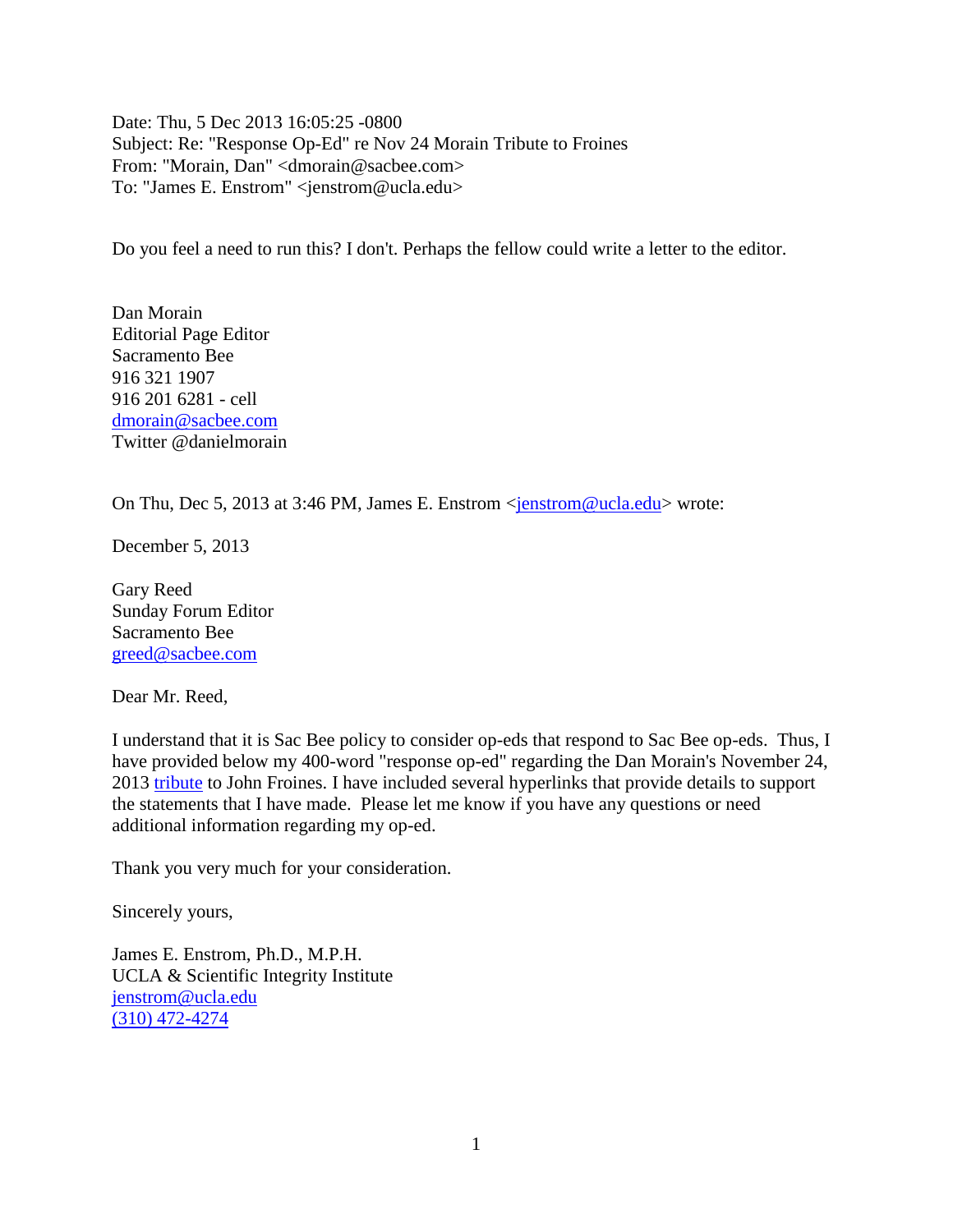Date: Thu, 5 Dec 2013 16:05:25 -0800
Subject: Re: "Response Op-Ed" re Nov 24 Morain Tribute to Froines
From: "Morain, Dan" <dmorain@sacbee.com>
To: "James E. Enstrom" <jenstrom@ucla.edu>

Do you feel a need to run this? I don't. Perhaps the fellow could write a letter to the editor.

Dan Morain
Editorial Page Editor
Sacramento Bee
916 321 1907
916 201 6281 - cell
dmorain@sacbee.com
Twitter @danielmorain

On Thu, Dec 5, 2013 at 3:46 PM, James E. Enstrom <jenstrom@ucla.edu> wrote:

December 5, 2013

Gary Reed
Sunday Forum Editor
Sacramento Bee
greed@sacbee.com

Dear Mr. Reed,

I understand that it is Sac Bee policy to consider op-eds that respond to Sac Bee op-eds. Thus, I have provided below my 400-word "response op-ed" regarding the Dan Morain's November 24, 2013 tribute to John Froines. I have included several hyperlinks that provide details to support the statements that I have made. Please let me know if you have any questions or need additional information regarding my op-ed.

Thank you very much for your consideration.

Sincerely yours,

James E. Enstrom, Ph.D., M.P.H.
UCLA & Scientific Integrity Institute
jenstrom@ucla.edu
(310) 472-4274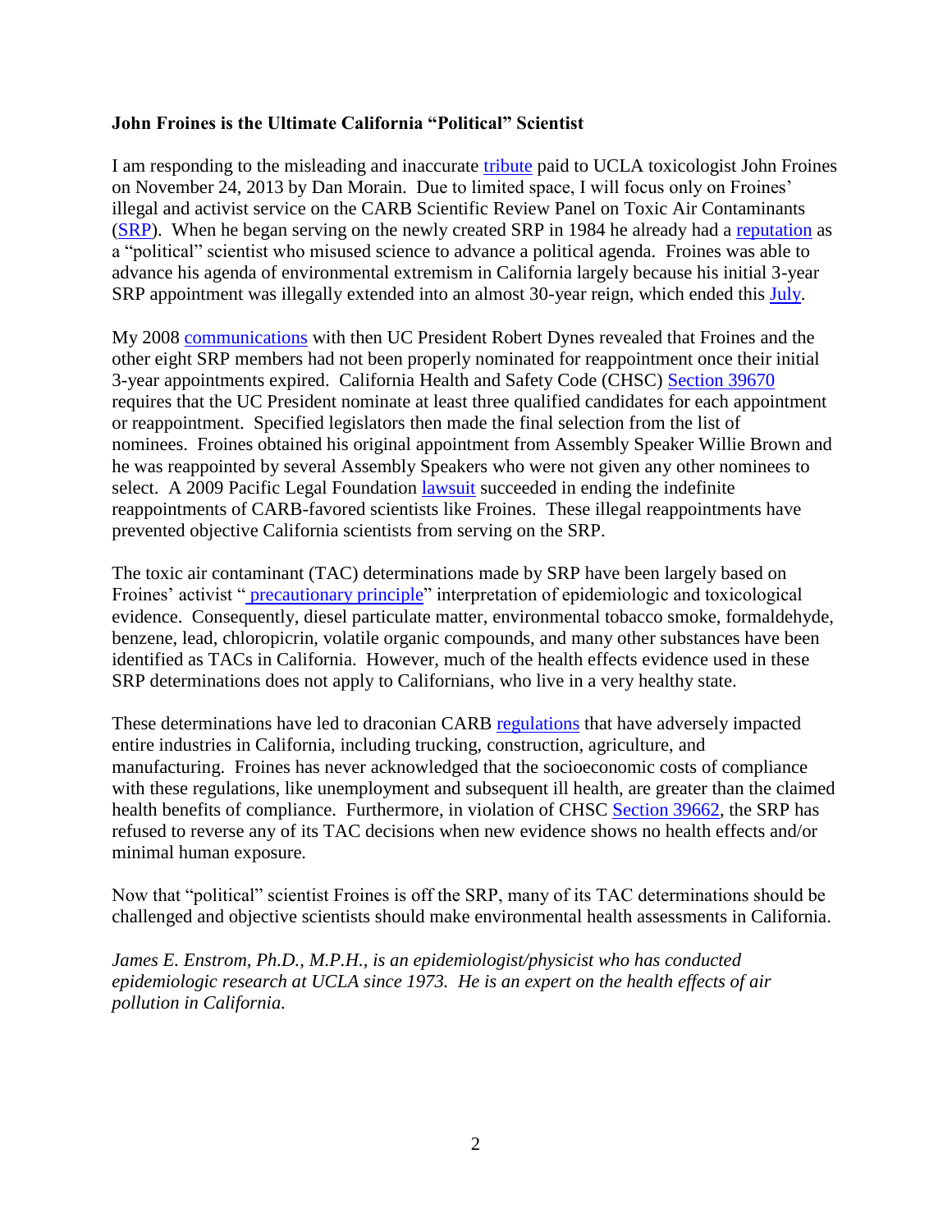**John Froines is the Ultimate California "Political" Scientist**

I am responding to the misleading and inaccurate tribute paid to UCLA toxicologist John Froines on November 24, 2013 by Dan Morain. Due to limited space, I will focus only on Froines' illegal and activist service on the CARB Scientific Review Panel on Toxic Air Contaminants (SRP). When he began serving on the newly created SRP in 1984 he already had a reputation as a "political" scientist who misused science to advance a political agenda. Froines was able to advance his agenda of environmental extremism in California largely because his initial 3-year SRP appointment was illegally extended into an almost 30-year reign, which ended this July.

My 2008 communications with then UC President Robert Dynes revealed that Froines and the other eight SRP members had not been properly nominated for reappointment once their initial 3-year appointments expired. California Health and Safety Code (CHSC) Section 39670 requires that the UC President nominate at least three qualified candidates for each appointment or reappointment. Specified legislators then made the final selection from the list of nominees. Froines obtained his original appointment from Assembly Speaker Willie Brown and he was reappointed by several Assembly Speakers who were not given any other nominees to select. A 2009 Pacific Legal Foundation lawsuit succeeded in ending the indefinite reappointments of CARB-favored scientists like Froines. These illegal reappointments have prevented objective California scientists from serving on the SRP.

The toxic air contaminant (TAC) determinations made by SRP have been largely based on Froines' activist " precautionary principle" interpretation of epidemiologic and toxicological evidence. Consequently, diesel particulate matter, environmental tobacco smoke, formaldehyde, benzene, lead, chloropicrin, volatile organic compounds, and many other substances have been identified as TACs in California. However, much of the health effects evidence used in these SRP determinations does not apply to Californians, who live in a very healthy state.

These determinations have led to draconian CARB regulations that have adversely impacted entire industries in California, including trucking, construction, agriculture, and manufacturing. Froines has never acknowledged that the socioeconomic costs of compliance with these regulations, like unemployment and subsequent ill health, are greater than the claimed health benefits of compliance. Furthermore, in violation of CHSC Section 39662, the SRP has refused to reverse any of its TAC decisions when new evidence shows no health effects and/or minimal human exposure.

Now that "political" scientist Froines is off the SRP, many of its TAC determinations should be challenged and objective scientists should make environmental health assessments in California.

*James E. Enstrom, Ph.D., M.P.H., is an epidemiologist/physicist who has conducted epidemiologic research at UCLA since 1973. He is an expert on the health effects of air pollution in California.*